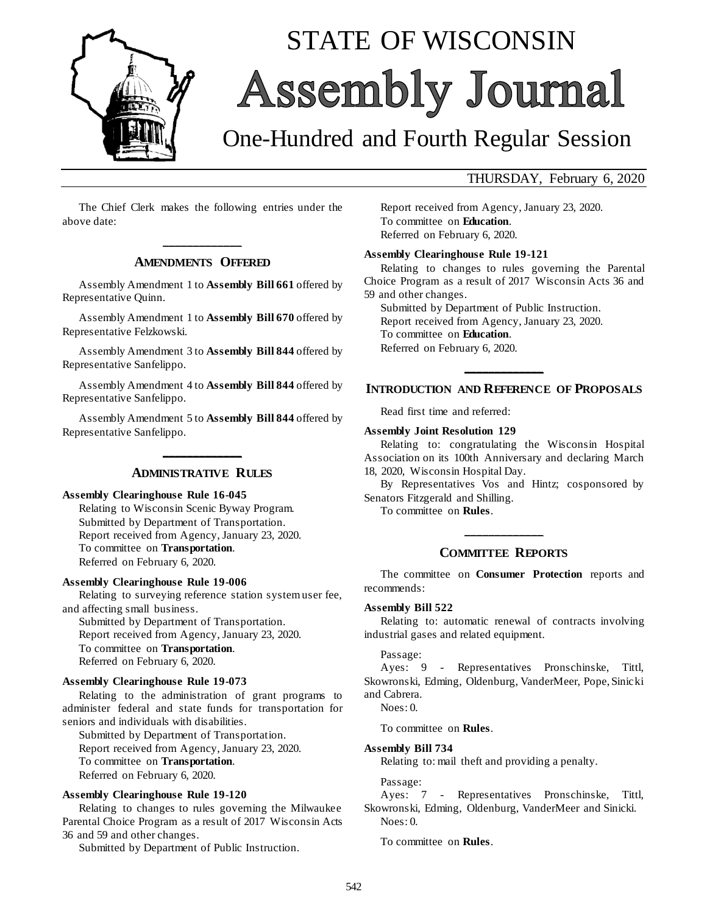# STATE OF WISCONSIN
# Assembly Journal

## One-Hundred and Fourth Regular Session

THURSDAY, February 6, 2020

The Chief Clerk makes the following entries under the above date:

## AMENDMENTS OFFERED

Assembly Amendment 1 to **Assembly Bill 661** offered by Representative Quinn.

Assembly Amendment 1 to **Assembly Bill 670** offered by Representative Felzkowski.

Assembly Amendment 3 to **Assembly Bill 844** offered by Representative Sanfelippo.

Assembly Amendment 4 to **Assembly Bill 844** offered by Representative Sanfelippo.

Assembly Amendment 5 to **Assembly Bill 844** offered by Representative Sanfelippo.

## ADMINISTRATIVE RULES

**Assembly Clearinghouse Rule 16-045**

Relating to Wisconsin Scenic Byway Program.
Submitted by Department of Transportation.
Report received from Agency, January 23, 2020.
To committee on **Transportation**.
Referred on February 6, 2020.

**Assembly Clearinghouse Rule 19-006**

Relating to surveying reference station system user fee, and affecting small business.
Submitted by Department of Transportation.
Report received from Agency, January 23, 2020.
To committee on **Transportation**.
Referred on February 6, 2020.

**Assembly Clearinghouse Rule 19-073**

Relating to the administration of grant programs to administer federal and state funds for transportation for seniors and individuals with disabilities.
Submitted by Department of Transportation.
Report received from Agency, January 23, 2020.
To committee on **Transportation**.
Referred on February 6, 2020.

**Assembly Clearinghouse Rule 19-120**

Relating to changes to rules governing the Milwaukee Parental Choice Program as a result of 2017 Wisconsin Acts 36 and 59 and other changes.
Submitted by Department of Public Instruction.
Report received from Agency, January 23, 2020.
To committee on **Education**.
Referred on February 6, 2020.

**Assembly Clearinghouse Rule 19-121**

Relating to changes to rules governing the Parental Choice Program as a result of 2017 Wisconsin Acts 36 and 59 and other changes.
Submitted by Department of Public Instruction.
Report received from Agency, January 23, 2020.
To committee on **Education**.
Referred on February 6, 2020.

## INTRODUCTION AND REFERENCE OF PROPOSALS

Read first time and referred:

**Assembly Joint Resolution 129**

Relating to: congratulating the Wisconsin Hospital Association on its 100th Anniversary and declaring March 18, 2020, Wisconsin Hospital Day.

By Representatives Vos and Hintz; cosponsored by Senators Fitzgerald and Shilling.

To committee on **Rules**.

## COMMITTEE REPORTS

The committee on **Consumer Protection** reports and recommends:

**Assembly Bill 522**

Relating to: automatic renewal of contracts involving industrial gases and related equipment.

Passage:

Ayes: 9 - Representatives Pronschinske, Tittl, Skowronski, Edming, Oldenburg, VanderMeer, Pope, Sinicki and Cabrera.

Noes: 0.

To committee on **Rules**.

**Assembly Bill 734**

Relating to: mail theft and providing a penalty.

Passage:

Ayes: 7 - Representatives Pronschinske, Tittl, Skowronski, Edming, Oldenburg, VanderMeer and Sinicki.

Noes: 0.

To committee on **Rules**.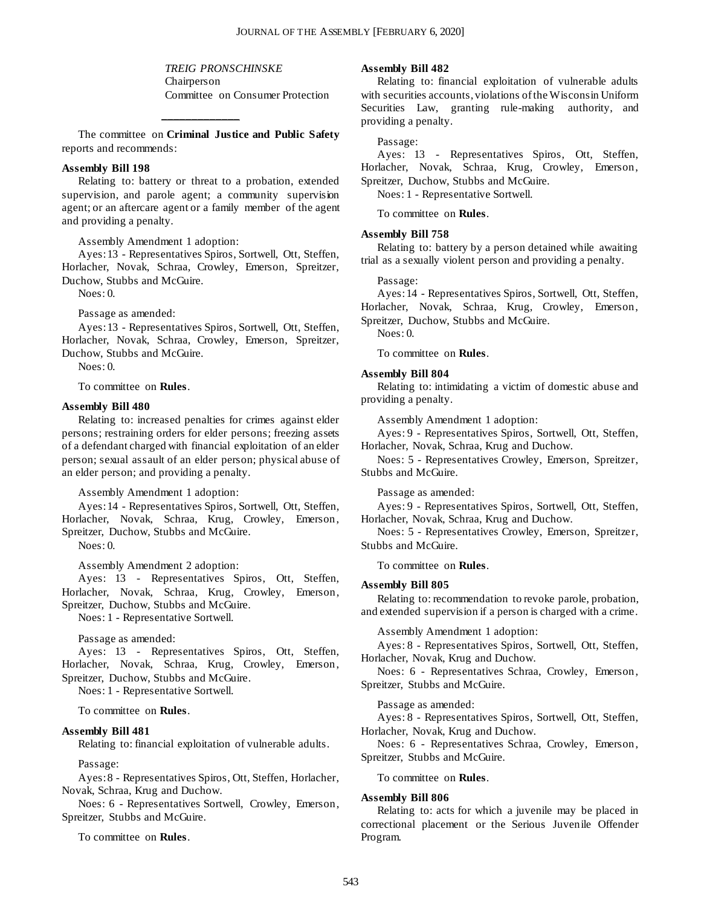*TREIG PRONSCHINSKE*
Chairperson
Committee on Consumer Protection

---

The committee on **Criminal Justice and Public Safety** reports and recommends:

**Assembly Bill 198**

Relating to: battery or threat to a probation, extended supervision, and parole agent; a community supervision agent; or an aftercare agent or a family member of the agent and providing a penalty.

Assembly Amendment 1 adoption:

Ayes: 13 - Representatives Spiros, Sortwell, Ott, Steffen, Horlacher, Novak, Schraa, Crowley, Emerson, Spreitzer, Duchow, Stubbs and McGuire.

Noes: 0.

Passage as amended:

Ayes: 13 - Representatives Spiros, Sortwell, Ott, Steffen, Horlacher, Novak, Schraa, Crowley, Emerson, Spreitzer, Duchow, Stubbs and McGuire.

Noes: 0.

To committee on **Rules**.

**Assembly Bill 480**

Relating to: increased penalties for crimes against elder persons; restraining orders for elder persons; freezing assets of a defendant charged with financial exploitation of an elder person; sexual assault of an elder person; physical abuse of an elder person; and providing a penalty.

Assembly Amendment 1 adoption:

Ayes: 14 - Representatives Spiros, Sortwell, Ott, Steffen, Horlacher, Novak, Schraa, Krug, Crowley, Emerson, Spreitzer, Duchow, Stubbs and McGuire.

Noes: 0.

Assembly Amendment 2 adoption:

Ayes: 13 - Representatives Spiros, Ott, Steffen, Horlacher, Novak, Schraa, Krug, Crowley, Emerson, Spreitzer, Duchow, Stubbs and McGuire.

Noes: 1 - Representative Sortwell.

Passage as amended:

Ayes: 13 - Representatives Spiros, Ott, Steffen, Horlacher, Novak, Schraa, Krug, Crowley, Emerson, Spreitzer, Duchow, Stubbs and McGuire.

Noes: 1 - Representative Sortwell.

To committee on **Rules**.

**Assembly Bill 481**

Relating to: financial exploitation of vulnerable adults.

Passage:

Ayes: 8 - Representatives Spiros, Ott, Steffen, Horlacher, Novak, Schraa, Krug and Duchow.

Noes: 6 - Representatives Sortwell, Crowley, Emerson, Spreitzer, Stubbs and McGuire.

To committee on **Rules**.

**Assembly Bill 482**

Relating to: financial exploitation of vulnerable adults with securities accounts, violations of the Wisconsin Uniform Securities Law, granting rule-making authority, and providing a penalty.

Passage:

Ayes: 13 - Representatives Spiros, Ott, Steffen, Horlacher, Novak, Schraa, Krug, Crowley, Emerson, Spreitzer, Duchow, Stubbs and McGuire.

Noes: 1 - Representative Sortwell.

To committee on **Rules**.

**Assembly Bill 758**

Relating to: battery by a person detained while awaiting trial as a sexually violent person and providing a penalty.

Passage:

Ayes: 14 - Representatives Spiros, Sortwell, Ott, Steffen, Horlacher, Novak, Schraa, Krug, Crowley, Emerson, Spreitzer, Duchow, Stubbs and McGuire.

Noes: 0.

To committee on **Rules**.

**Assembly Bill 804**

Relating to: intimidating a victim of domestic abuse and providing a penalty.

Assembly Amendment 1 adoption:

Ayes: 9 - Representatives Spiros, Sortwell, Ott, Steffen, Horlacher, Novak, Schraa, Krug and Duchow.

Noes: 5 - Representatives Crowley, Emerson, Spreitzer, Stubbs and McGuire.

Passage as amended:

Ayes: 9 - Representatives Spiros, Sortwell, Ott, Steffen, Horlacher, Novak, Schraa, Krug and Duchow.

Noes: 5 - Representatives Crowley, Emerson, Spreitzer, Stubbs and McGuire.

To committee on **Rules**.

**Assembly Bill 805**

Relating to: recommendation to revoke parole, probation, and extended supervision if a person is charged with a crime.

Assembly Amendment 1 adoption:

Ayes: 8 - Representatives Spiros, Sortwell, Ott, Steffen, Horlacher, Novak, Krug and Duchow.

Noes: 6 - Representatives Schraa, Crowley, Emerson, Spreitzer, Stubbs and McGuire.

Passage as amended:

Ayes: 8 - Representatives Spiros, Sortwell, Ott, Steffen, Horlacher, Novak, Krug and Duchow.

Noes: 6 - Representatives Schraa, Crowley, Emerson, Spreitzer, Stubbs and McGuire.

To committee on **Rules**.

**Assembly Bill 806**

Relating to: acts for which a juvenile may be placed in correctional placement or the Serious Juvenile Offender Program.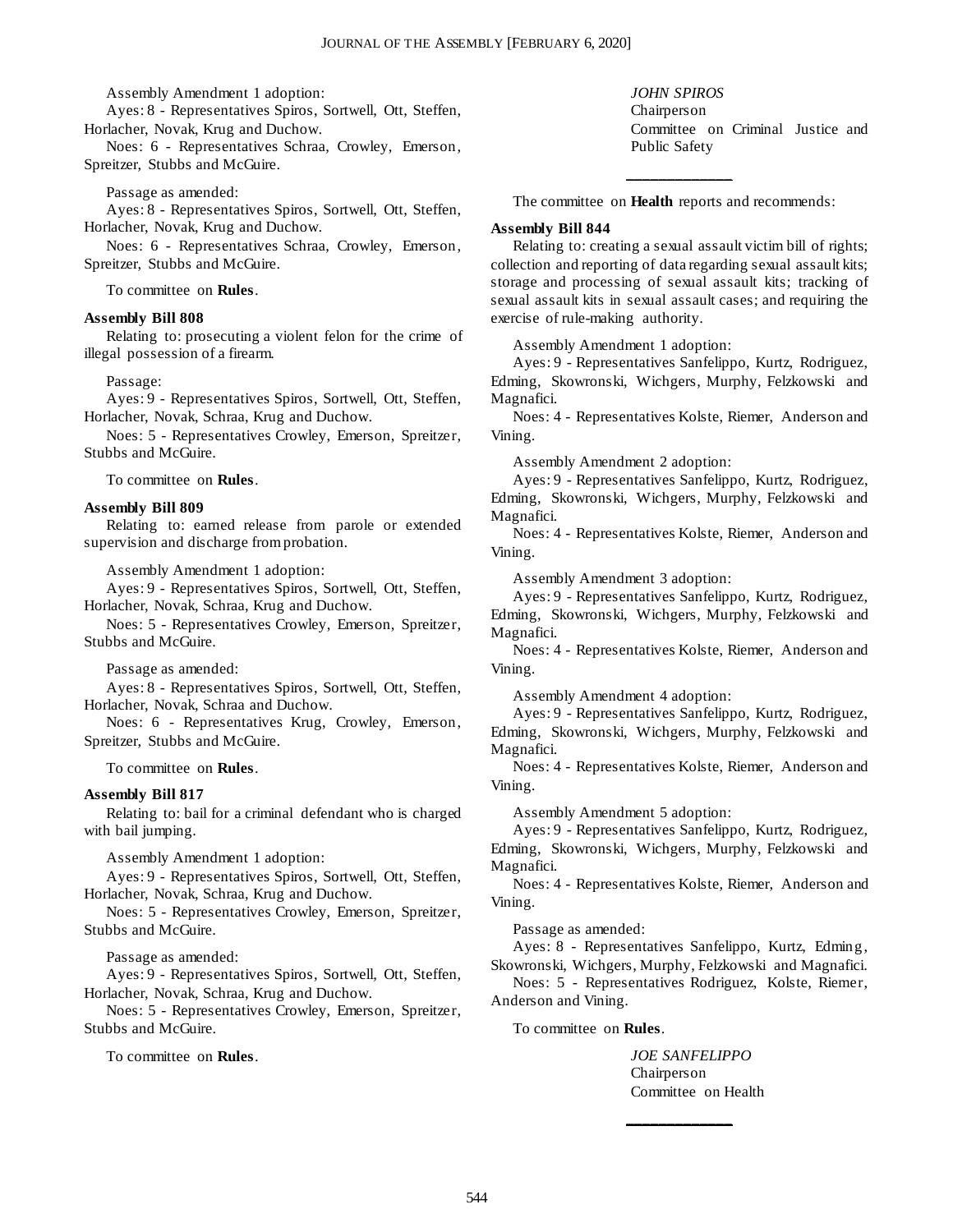Assembly Amendment 1 adoption:

Ayes: 8 - Representatives Spiros, Sortwell, Ott, Steffen, Horlacher, Novak, Krug and Duchow.

Noes: 6 - Representatives Schraa, Crowley, Emerson, Spreitzer, Stubbs and McGuire.

Passage as amended:

Ayes: 8 - Representatives Spiros, Sortwell, Ott, Steffen, Horlacher, Novak, Krug and Duchow.

Noes: 6 - Representatives Schraa, Crowley, Emerson, Spreitzer, Stubbs and McGuire.

To committee on **Rules**.

**Assembly Bill 808**

Relating to: prosecuting a violent felon for the crime of illegal possession of a firearm.

Passage:

Ayes: 9 - Representatives Spiros, Sortwell, Ott, Steffen, Horlacher, Novak, Schraa, Krug and Duchow.

Noes: 5 - Representatives Crowley, Emerson, Spreitzer, Stubbs and McGuire.

To committee on **Rules**.

**Assembly Bill 809**

Relating to: earned release from parole or extended supervision and discharge from probation.

Assembly Amendment 1 adoption:

Ayes: 9 - Representatives Spiros, Sortwell, Ott, Steffen, Horlacher, Novak, Schraa, Krug and Duchow.

Noes: 5 - Representatives Crowley, Emerson, Spreitzer, Stubbs and McGuire.

Passage as amended:

Ayes: 8 - Representatives Spiros, Sortwell, Ott, Steffen, Horlacher, Novak, Schraa and Duchow.

Noes: 6 - Representatives Krug, Crowley, Emerson, Spreitzer, Stubbs and McGuire.

To committee on **Rules**.

**Assembly Bill 817**

Relating to: bail for a criminal defendant who is charged with bail jumping.

Assembly Amendment 1 adoption:

Ayes: 9 - Representatives Spiros, Sortwell, Ott, Steffen, Horlacher, Novak, Schraa, Krug and Duchow.

Noes: 5 - Representatives Crowley, Emerson, Spreitzer, Stubbs and McGuire.

Passage as amended:

Ayes: 9 - Representatives Spiros, Sortwell, Ott, Steffen, Horlacher, Novak, Schraa, Krug and Duchow.

Noes: 5 - Representatives Crowley, Emerson, Spreitzer, Stubbs and McGuire.

To committee on **Rules**.

*JOHN SPIROS*
Chairperson
Committee on Criminal Justice and Public Safety

---

The committee on **Health** reports and recommends:

**Assembly Bill 844**

Relating to: creating a sexual assault victim bill of rights; collection and reporting of data regarding sexual assault kits; storage and processing of sexual assault kits; tracking of sexual assault kits in sexual assault cases; and requiring the exercise of rule-making authority.

Assembly Amendment 1 adoption:

Ayes: 9 - Representatives Sanfelippo, Kurtz, Rodriguez, Edming, Skowronski, Wichgers, Murphy, Felzkowski and Magnafici.

Noes: 4 - Representatives Kolste, Riemer, Anderson and Vining.

Assembly Amendment 2 adoption:

Ayes: 9 - Representatives Sanfelippo, Kurtz, Rodriguez, Edming, Skowronski, Wichgers, Murphy, Felzkowski and Magnafici.

Noes: 4 - Representatives Kolste, Riemer, Anderson and Vining.

Assembly Amendment 3 adoption:

Ayes: 9 - Representatives Sanfelippo, Kurtz, Rodriguez, Edming, Skowronski, Wichgers, Murphy, Felzkowski and Magnafici.

Noes: 4 - Representatives Kolste, Riemer, Anderson and Vining.

Assembly Amendment 4 adoption:

Ayes: 9 - Representatives Sanfelippo, Kurtz, Rodriguez, Edming, Skowronski, Wichgers, Murphy, Felzkowski and Magnafici.

Noes: 4 - Representatives Kolste, Riemer, Anderson and Vining.

Assembly Amendment 5 adoption:

Ayes: 9 - Representatives Sanfelippo, Kurtz, Rodriguez, Edming, Skowronski, Wichgers, Murphy, Felzkowski and Magnafici.

Noes: 4 - Representatives Kolste, Riemer, Anderson and Vining.

Passage as amended:

Ayes: 8 - Representatives Sanfelippo, Kurtz, Edming, Skowronski, Wichgers, Murphy, Felzkowski and Magnafici.

Noes: 5 - Representatives Rodriguez, Kolste, Riemer, Anderson and Vining.

To committee on **Rules**.

*JOE SANFELIPPO*
Chairperson
Committee on Health

---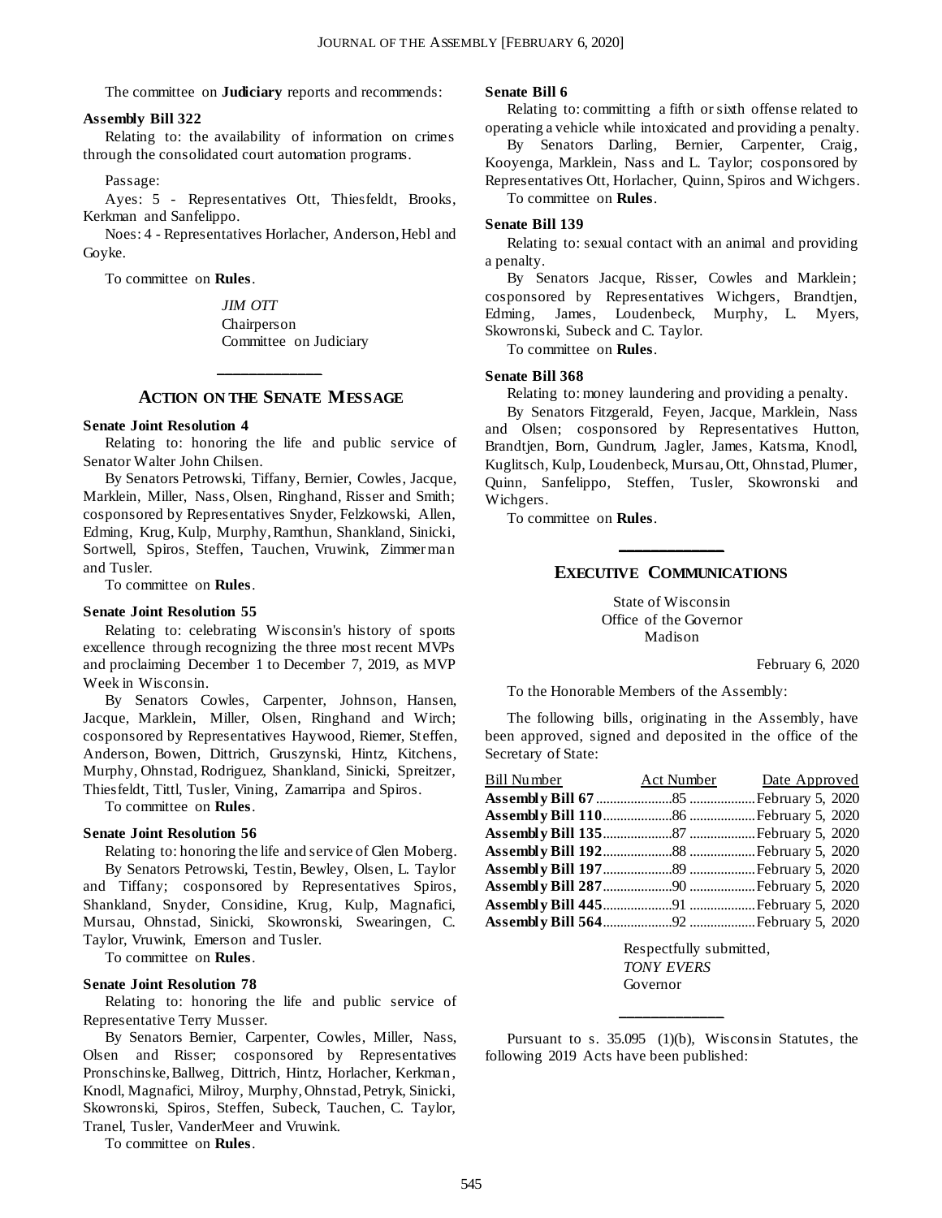The committee on **Judiciary** reports and recommends:

**Assembly Bill 322**

Relating to: the availability of information on crimes through the consolidated court automation programs.

Passage:

Ayes: 5 - Representatives Ott, Thiesfeldt, Brooks, Kerkman and Sanfelippo.

Noes: 4 - Representatives Horlacher, Anderson, Hebl and Goyke.

To committee on **Rules**.

*JIM OTT*
Chairperson
Committee on Judiciary

## ACTION ON THE SENATE MESSAGE

**Senate Joint Resolution 4**

Relating to: honoring the life and public service of Senator Walter John Chilsen.

By Senators Petrowski, Tiffany, Bernier, Cowles, Jacque, Marklein, Miller, Nass, Olsen, Ringhand, Risser and Smith; cosponsored by Representatives Snyder, Felzkowski, Allen, Edming, Krug, Kulp, Murphy, Ramthun, Shankland, Sinicki, Sortwell, Spiros, Steffen, Tauchen, Vruwink, Zimmerman and Tusler.

To committee on **Rules**.

**Senate Joint Resolution 55**

Relating to: celebrating Wisconsin's history of sports excellence through recognizing the three most recent MVPs and proclaiming December 1 to December 7, 2019, as MVP Week in Wisconsin.

By Senators Cowles, Carpenter, Johnson, Hansen, Jacque, Marklein, Miller, Olsen, Ringhand and Wirch; cosponsored by Representatives Haywood, Riemer, Steffen, Anderson, Bowen, Dittrich, Gruszynski, Hintz, Kitchens, Murphy, Ohnstad, Rodriguez, Shankland, Sinicki, Spreitzer, Thiesfeldt, Tittl, Tusler, Vining, Zamarripa and Spiros.

To committee on **Rules**.

**Senate Joint Resolution 56**

Relating to: honoring the life and service of Glen Moberg.

By Senators Petrowski, Testin, Bewley, Olsen, L. Taylor and Tiffany; cosponsored by Representatives Spiros, Shankland, Snyder, Considine, Krug, Kulp, Magnafici, Mursau, Ohnstad, Sinicki, Skowronski, Swearingen, C. Taylor, Vruwink, Emerson and Tusler.

To committee on **Rules**.

**Senate Joint Resolution 78**

Relating to: honoring the life and public service of Representative Terry Musser.

By Senators Bernier, Carpenter, Cowles, Miller, Nass, Olsen and Risser; cosponsored by Representatives Pronschinske, Ballweg, Dittrich, Hintz, Horlacher, Kerkman, Knodl, Magnafici, Milroy, Murphy, Ohnstad, Petryk, Sinicki, Skowronski, Spiros, Steffen, Subeck, Tauchen, C. Taylor, Tranel, Tusler, VanderMeer and Vruwink.

To committee on **Rules**.

**Senate Bill 6**

Relating to: committing a fifth or sixth offense related to operating a vehicle while intoxicated and providing a penalty.

By Senators Darling, Bernier, Carpenter, Craig, Kooyenga, Marklein, Nass and L. Taylor; cosponsored by Representatives Ott, Horlacher, Quinn, Spiros and Wichgers.

To committee on **Rules**.

**Senate Bill 139**

Relating to: sexual contact with an animal and providing a penalty.

By Senators Jacque, Risser, Cowles and Marklein; cosponsored by Representatives Wichgers, Brandtjen, Edming, James, Loudenbeck, Murphy, L. Myers, Skowronski, Subeck and C. Taylor.

To committee on **Rules**.

**Senate Bill 368**

Relating to: money laundering and providing a penalty.

By Senators Fitzgerald, Feyen, Jacque, Marklein, Nass and Olsen; cosponsored by Representatives Hutton, Brandtjen, Born, Gundrum, Jagler, James, Katsma, Knodl, Kuglitsch, Kulp, Loudenbeck, Mursau, Ott, Ohnstad, Plumer, Quinn, Sanfelippo, Steffen, Tusler, Skowronski and Wichgers.

To committee on **Rules**.

## EXECUTIVE COMMUNICATIONS

State of Wisconsin
Office of the Governor
Madison

February 6, 2020

To the Honorable Members of the Assembly:

The following bills, originating in the Assembly, have been approved, signed and deposited in the office of the Secretary of State:

| Bill Number | Act Number | Date Approved |
|---|---|---|
| **Assembly Bill 67** | 85 | February 5, 2020 |
| **Assembly Bill 110** | 86 | February 5, 2020 |
| **Assembly Bill 135** | 87 | February 5, 2020 |
| **Assembly Bill 192** | 88 | February 5, 2020 |
| **Assembly Bill 197** | 89 | February 5, 2020 |
| **Assembly Bill 287** | 90 | February 5, 2020 |
| **Assembly Bill 445** | 91 | February 5, 2020 |
| **Assembly Bill 564** | 92 | February 5, 2020 |

Respectfully submitted,
*TONY EVERS*
Governor

Pursuant to s. 35.095 (1)(b), Wisconsin Statutes, the following 2019 Acts have been published: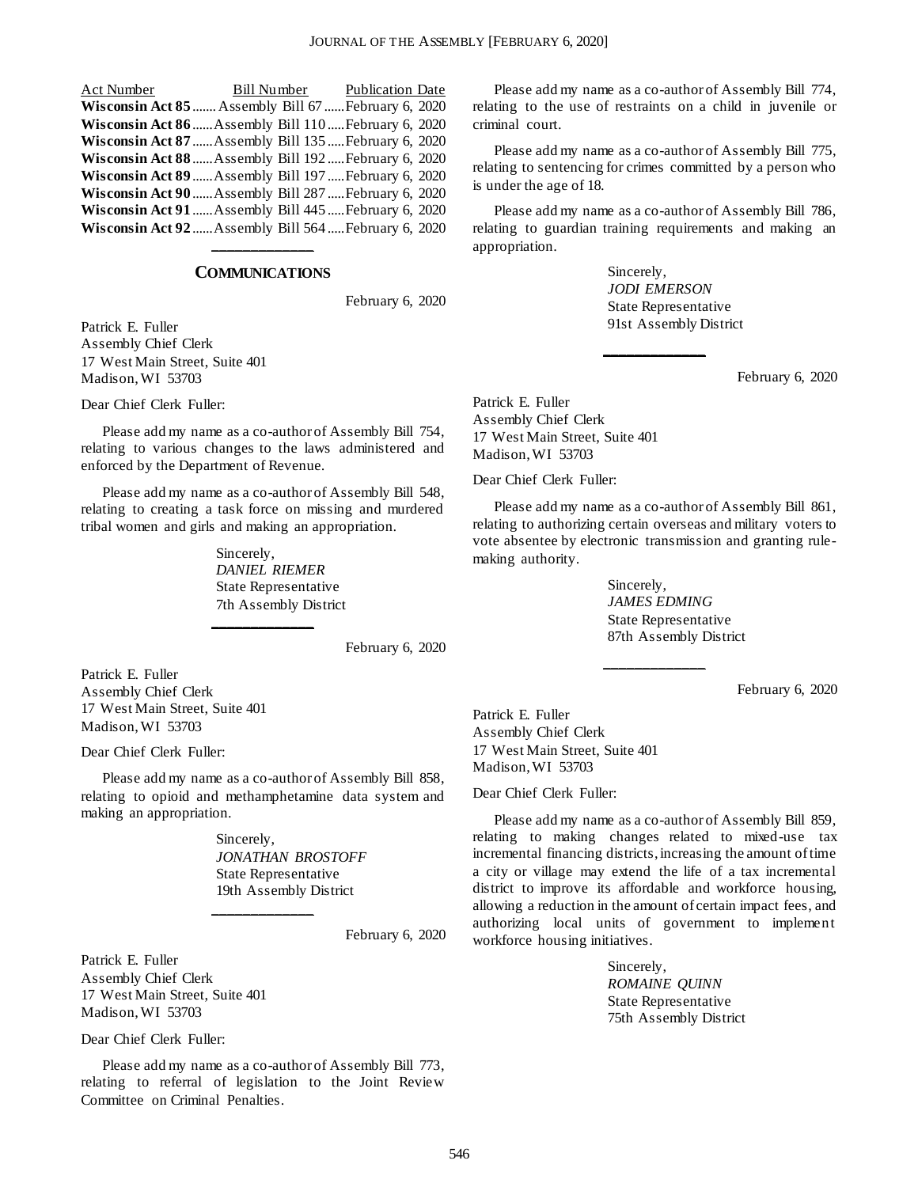| Act Number | Bill Number | Publication Date |
|---|---|---|
| **Wisconsin Act 85** | Assembly Bill 67 | February 6, 2020 |
| **Wisconsin Act 86** | Assembly Bill 110 | February 6, 2020 |
| **Wisconsin Act 87** | Assembly Bill 135 | February 6, 2020 |
| **Wisconsin Act 88** | Assembly Bill 192 | February 6, 2020 |
| **Wisconsin Act 89** | Assembly Bill 197 | February 6, 2020 |
| **Wisconsin Act 90** | Assembly Bill 287 | February 6, 2020 |
| **Wisconsin Act 91** | Assembly Bill 445 | February 6, 2020 |
| **Wisconsin Act 92** | Assembly Bill 564 | February 6, 2020 |

## COMMUNICATIONS

February 6, 2020

Patrick E. Fuller
Assembly Chief Clerk
17 West Main Street, Suite 401
Madison, WI 53703

Dear Chief Clerk Fuller:

Please add my name as a co-author of Assembly Bill 754, relating to various changes to the laws administered and enforced by the Department of Revenue.

Please add my name as a co-author of Assembly Bill 548, relating to creating a task force on missing and murdered tribal women and girls and making an appropriation.

Sincerely,
*DANIEL RIEMER*
State Representative
7th Assembly District

---

February 6, 2020

Patrick E. Fuller
Assembly Chief Clerk
17 West Main Street, Suite 401
Madison, WI 53703

Dear Chief Clerk Fuller:

Please add my name as a co-author of Assembly Bill 858, relating to opioid and methamphetamine data system and making an appropriation.

Sincerely,
*JONATHAN BROSTOFF*
State Representative
19th Assembly District

---

February 6, 2020

Patrick E. Fuller
Assembly Chief Clerk
17 West Main Street, Suite 401
Madison, WI 53703

Dear Chief Clerk Fuller:

Please add my name as a co-author of Assembly Bill 773, relating to referral of legislation to the Joint Review Committee on Criminal Penalties.

Please add my name as a co-author of Assembly Bill 774, relating to the use of restraints on a child in juvenile or criminal court.

Please add my name as a co-author of Assembly Bill 775, relating to sentencing for crimes committed by a person who is under the age of 18.

Please add my name as a co-author of Assembly Bill 786, relating to guardian training requirements and making an appropriation.

Sincerely,
*JODI EMERSON*
State Representative
91st Assembly District

---

February 6, 2020

Patrick E. Fuller
Assembly Chief Clerk
17 West Main Street, Suite 401
Madison, WI 53703

Dear Chief Clerk Fuller:

Please add my name as a co-author of Assembly Bill 861, relating to authorizing certain overseas and military voters to vote absentee by electronic transmission and granting rule-making authority.

Sincerely,
*JAMES EDMING*
State Representative
87th Assembly District

---

February 6, 2020

Patrick E. Fuller
Assembly Chief Clerk
17 West Main Street, Suite 401
Madison, WI 53703

Dear Chief Clerk Fuller:

Please add my name as a co-author of Assembly Bill 859, relating to making changes related to mixed-use tax incremental financing districts, increasing the amount of time a city or village may extend the life of a tax incremental district to improve its affordable and workforce housing, allowing a reduction in the amount of certain impact fees, and authorizing local units of government to implement workforce housing initiatives.

Sincerely,
*ROMAINE QUINN*
State Representative
75th Assembly District